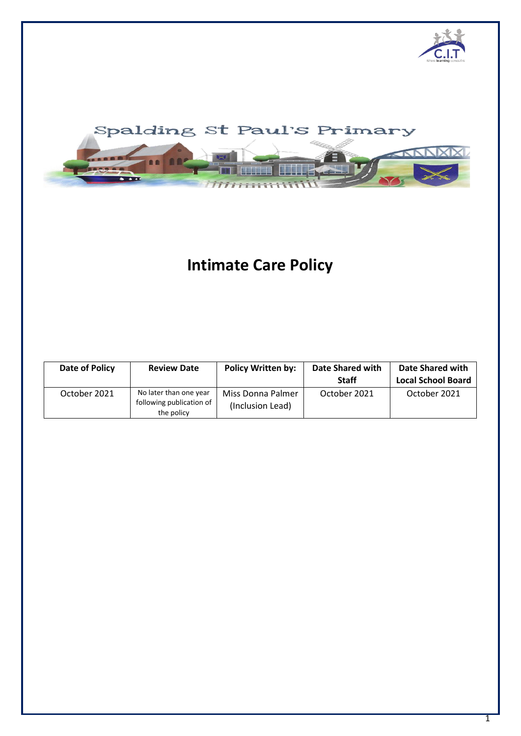# Spalding St Paul's Primary

# Intimate Care Policy

| Date of Policy | Review Date | Policy Written by: | Date Shared with Staff | Date Shared with Local School Board |
| --- | --- | --- | --- | --- |
| October 2021 | No later than one year following publication of the policy | Miss Donna Palmer (Inclusion Lead) | October 2021 | October 2021 |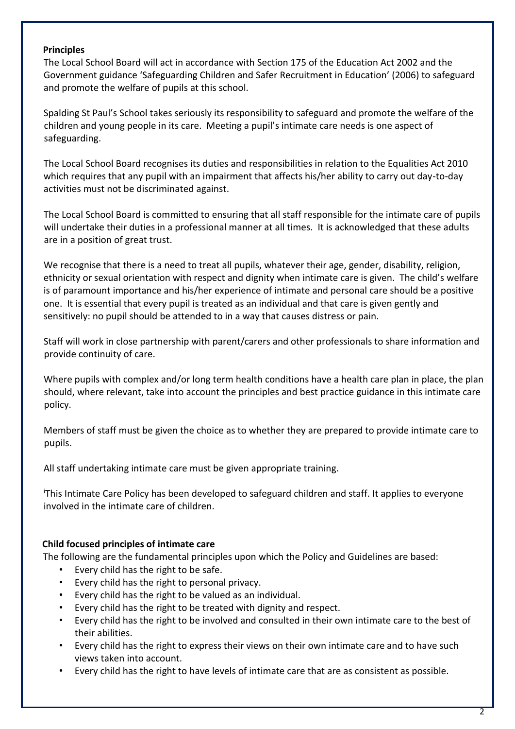## Principles

The Local School Board will act in accordance with Section 175 of the Education Act 2002 and the Government guidance 'Safeguarding Children and Safer Recruitment in Education' (2006) to safeguard and promote the welfare of pupils at this school.

Spalding St Paul's School takes seriously its responsibility to safeguard and promote the welfare of the children and young people in its care. Meeting a pupil's intimate care needs is one aspect of safeguarding.

The Local School Board recognises its duties and responsibilities in relation to the Equalities Act 2010 which requires that any pupil with an impairment that affects his/her ability to carry out day-to-day activities must not be discriminated against.

The Local School Board is committed to ensuring that all staff responsible for the intimate care of pupils will undertake their duties in a professional manner at all times. It is acknowledged that these adults are in a position of great trust.

We recognise that there is a need to treat all pupils, whatever their age, gender, disability, religion, ethnicity or sexual orientation with respect and dignity when intimate care is given. The child's welfare is of paramount importance and his/her experience of intimate and personal care should be a positive one. It is essential that every pupil is treated as an individual and that care is given gently and sensitively: no pupil should be attended to in a way that causes distress or pain.

Staff will work in close partnership with parent/carers and other professionals to share information and provide continuity of care.

Where pupils with complex and/or long term health conditions have a health care plan in place, the plan should, where relevant, take into account the principles and best practice guidance in this intimate care policy.

Members of staff must be given the choice as to whether they are prepared to provide intimate care to pupils.

All staff undertaking intimate care must be given appropriate training.

[i]This Intimate Care Policy has been developed to safeguard children and staff. It applies to everyone involved in the intimate care of children.

## Child focused principles of intimate care

The following are the fundamental principles upon which the Policy and Guidelines are based:

- Every child has the right to be safe.
- Every child has the right to personal privacy.
- Every child has the right to be valued as an individual.
- Every child has the right to be treated with dignity and respect.
- Every child has the right to be involved and consulted in their own intimate care to the best of their abilities.
- Every child has the right to express their views on their own intimate care and to have such views taken into account.
- Every child has the right to have levels of intimate care that are as consistent as possible.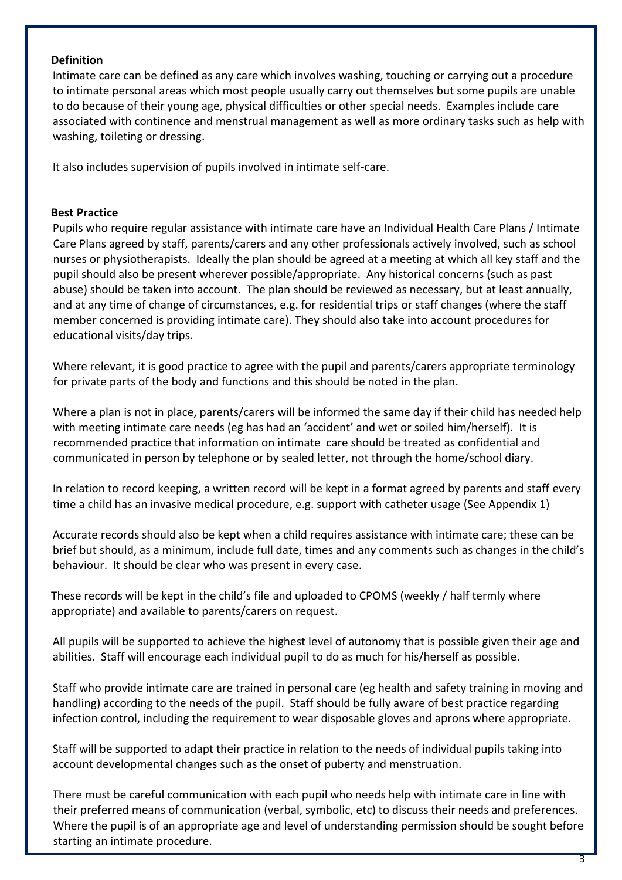## Definition

Intimate care can be defined as any care which involves washing, touching or carrying out a procedure to intimate personal areas which most people usually carry out themselves but some pupils are unable to do because of their young age, physical difficulties or other special needs. Examples include care associated with continence and menstrual management as well as more ordinary tasks such as help with washing, toileting or dressing.

It also includes supervision of pupils involved in intimate self-care.

## Best Practice

Pupils who require regular assistance with intimate care have an Individual Health Care Plans / Intimate Care Plans agreed by staff, parents/carers and any other professionals actively involved, such as school nurses or physiotherapists. Ideally the plan should be agreed at a meeting at which all key staff and the pupil should also be present wherever possible/appropriate. Any historical concerns (such as past abuse) should be taken into account. The plan should be reviewed as necessary, but at least annually, and at any time of change of circumstances, e.g. for residential trips or staff changes (where the staff member concerned is providing intimate care). They should also take into account procedures for educational visits/day trips.

Where relevant, it is good practice to agree with the pupil and parents/carers appropriate terminology for private parts of the body and functions and this should be noted in the plan.

Where a plan is not in place, parents/carers will be informed the same day if their child has needed help with meeting intimate care needs (eg has had an 'accident' and wet or soiled him/herself). It is recommended practice that information on intimate care should be treated as confidential and communicated in person by telephone or by sealed letter, not through the home/school diary.

In relation to record keeping, a written record will be kept in a format agreed by parents and staff every time a child has an invasive medical procedure, e.g. support with catheter usage (See Appendix 1)

Accurate records should also be kept when a child requires assistance with intimate care; these can be brief but should, as a minimum, include full date, times and any comments such as changes in the child's behaviour. It should be clear who was present in every case.

These records will be kept in the child's file and uploaded to CPOMS (weekly / half termly where appropriate) and available to parents/carers on request.

All pupils will be supported to achieve the highest level of autonomy that is possible given their age and abilities. Staff will encourage each individual pupil to do as much for his/herself as possible.

Staff who provide intimate care are trained in personal care (eg health and safety training in moving and handling) according to the needs of the pupil. Staff should be fully aware of best practice regarding infection control, including the requirement to wear disposable gloves and aprons where appropriate.

Staff will be supported to adapt their practice in relation to the needs of individual pupils taking into account developmental changes such as the onset of puberty and menstruation.

There must be careful communication with each pupil who needs help with intimate care in line with their preferred means of communication (verbal, symbolic, etc) to discuss their needs and preferences. Where the pupil is of an appropriate age and level of understanding permission should be sought before starting an intimate procedure.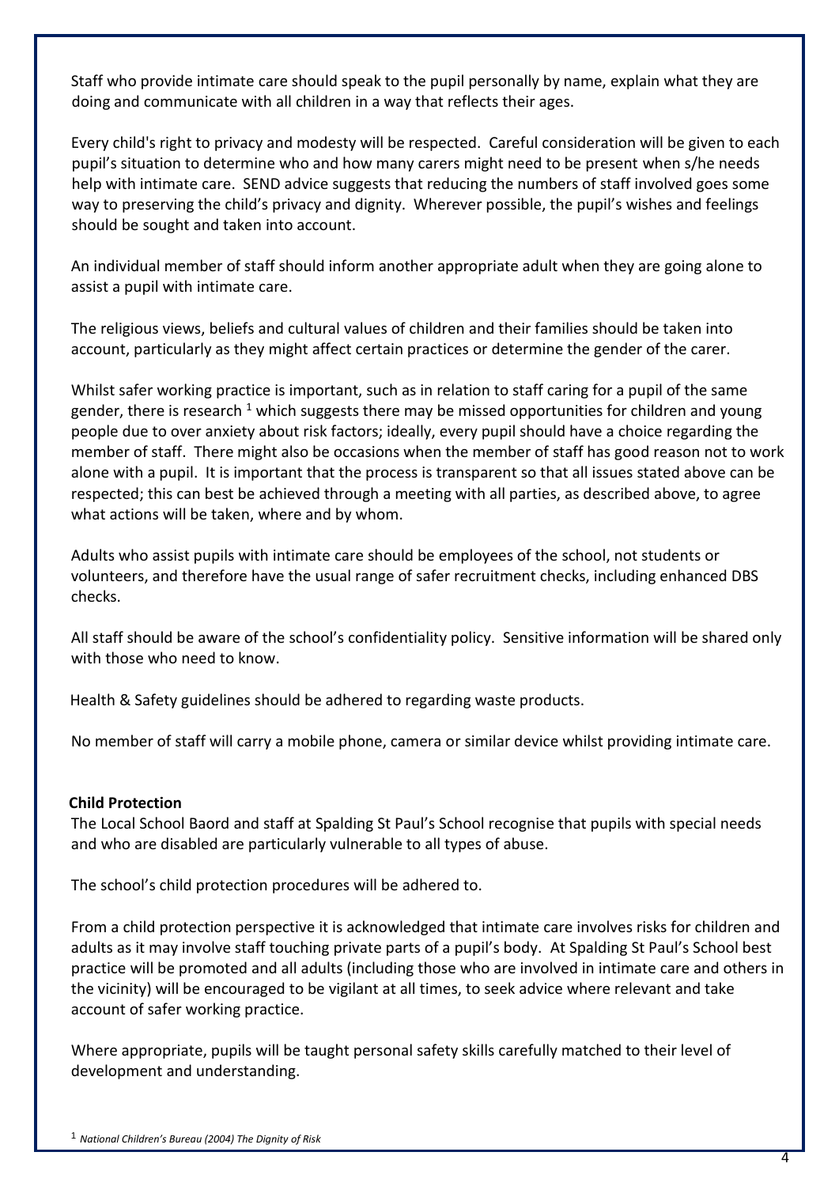Staff who provide intimate care should speak to the pupil personally by name, explain what they are doing and communicate with all children in a way that reflects their ages.

Every child's right to privacy and modesty will be respected. Careful consideration will be given to each pupil's situation to determine who and how many carers might need to be present when s/he needs help with intimate care. SEND advice suggests that reducing the numbers of staff involved goes some way to preserving the child's privacy and dignity. Wherever possible, the pupil's wishes and feelings should be sought and taken into account.

An individual member of staff should inform another appropriate adult when they are going alone to assist a pupil with intimate care.

The religious views, beliefs and cultural values of children and their families should be taken into account, particularly as they might affect certain practices or determine the gender of the carer.

Whilst safer working practice is important, such as in relation to staff caring for a pupil of the same gender, there is research [1] which suggests there may be missed opportunities for children and young people due to over anxiety about risk factors; ideally, every pupil should have a choice regarding the member of staff. There might also be occasions when the member of staff has good reason not to work alone with a pupil. It is important that the process is transparent so that all issues stated above can be respected; this can best be achieved through a meeting with all parties, as described above, to agree what actions will be taken, where and by whom.

Adults who assist pupils with intimate care should be employees of the school, not students or volunteers, and therefore have the usual range of safer recruitment checks, including enhanced DBS checks.

All staff should be aware of the school's confidentiality policy. Sensitive information will be shared only with those who need to know.

Health & Safety guidelines should be adhered to regarding waste products.

No member of staff will carry a mobile phone, camera or similar device whilst providing intimate care.

**Child Protection**

The Local School Baord and staff at Spalding St Paul's School recognise that pupils with special needs and who are disabled are particularly vulnerable to all types of abuse.

The school's child protection procedures will be adhered to.

From a child protection perspective it is acknowledged that intimate care involves risks for children and adults as it may involve staff touching private parts of a pupil's body. At Spalding St Paul's School best practice will be promoted and all adults (including those who are involved in intimate care and others in the vicinity) will be encouraged to be vigilant at all times, to seek advice where relevant and take account of safer working practice.

Where appropriate, pupils will be taught personal safety skills carefully matched to their level of development and understanding.

[1] *National Children's Bureau (2004) The Dignity of Risk*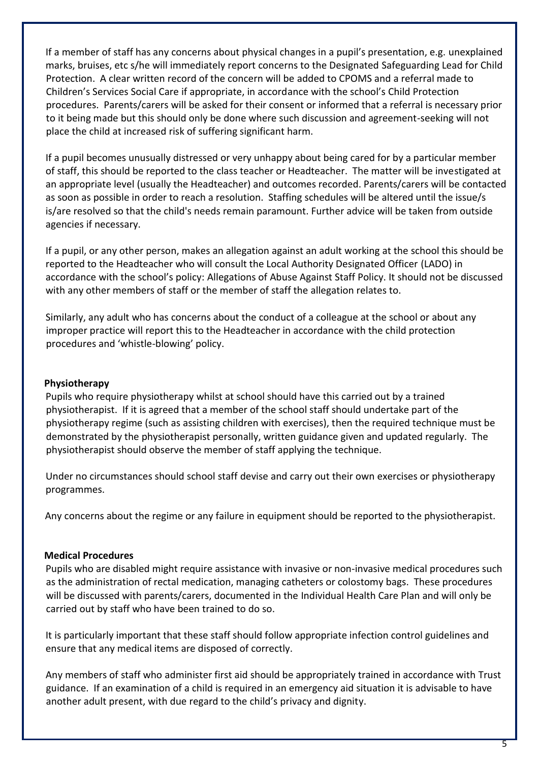If a member of staff has any concerns about physical changes in a pupil's presentation, e.g. unexplained marks, bruises, etc s/he will immediately report concerns to the Designated Safeguarding Lead for Child Protection. A clear written record of the concern will be added to CPOMS and a referral made to Children's Services Social Care if appropriate, in accordance with the school's Child Protection procedures. Parents/carers will be asked for their consent or informed that a referral is necessary prior to it being made but this should only be done where such discussion and agreement-seeking will not place the child at increased risk of suffering significant harm.

If a pupil becomes unusually distressed or very unhappy about being cared for by a particular member of staff, this should be reported to the class teacher or Headteacher. The matter will be investigated at an appropriate level (usually the Headteacher) and outcomes recorded. Parents/carers will be contacted as soon as possible in order to reach a resolution. Staffing schedules will be altered until the issue/s is/are resolved so that the child's needs remain paramount. Further advice will be taken from outside agencies if necessary.

If a pupil, or any other person, makes an allegation against an adult working at the school this should be reported to the Headteacher who will consult the Local Authority Designated Officer (LADO) in accordance with the school's policy: Allegations of Abuse Against Staff Policy. It should not be discussed with any other members of staff or the member of staff the allegation relates to.

Similarly, any adult who has concerns about the conduct of a colleague at the school or about any improper practice will report this to the Headteacher in accordance with the child protection procedures and 'whistle-blowing' policy.

**Physiotherapy**

Pupils who require physiotherapy whilst at school should have this carried out by a trained physiotherapist. If it is agreed that a member of the school staff should undertake part of the physiotherapy regime (such as assisting children with exercises), then the required technique must be demonstrated by the physiotherapist personally, written guidance given and updated regularly. The physiotherapist should observe the member of staff applying the technique.

Under no circumstances should school staff devise and carry out their own exercises or physiotherapy programmes.

Any concerns about the regime or any failure in equipment should be reported to the physiotherapist.

**Medical Procedures**

Pupils who are disabled might require assistance with invasive or non-invasive medical procedures such as the administration of rectal medication, managing catheters or colostomy bags. These procedures will be discussed with parents/carers, documented in the Individual Health Care Plan and will only be carried out by staff who have been trained to do so.

It is particularly important that these staff should follow appropriate infection control guidelines and ensure that any medical items are disposed of correctly.

Any members of staff who administer first aid should be appropriately trained in accordance with Trust guidance. If an examination of a child is required in an emergency aid situation it is advisable to have another adult present, with due regard to the child's privacy and dignity.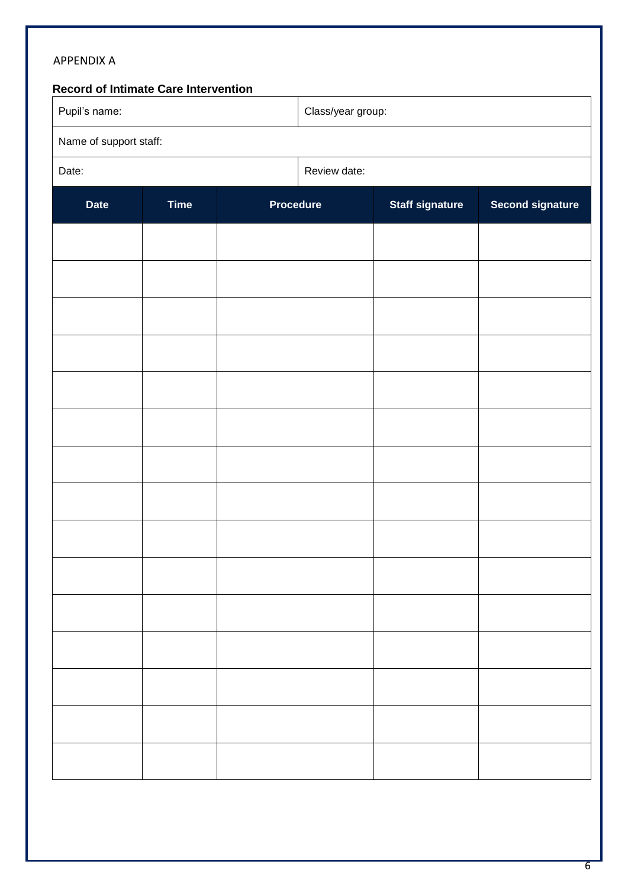APPENDIX A

**Record of Intimate Care Intervention**

| Pupil's name: | Class/year group: |
|---|---|
| Name of support staff: | |
| Date: | Review date: |

| Date | Time | Procedure | Staff signature | Second signature |
|---|---|---|---|---|
| | | | | |
| | | | | |
| | | | | |
| | | | | |
| | | | | |
| | | | | |
| | | | | |
| | | | | |
| | | | | |
| | | | | |
| | | | | |
| | | | | |
| | | | | |
| | | | | |
| | | | | |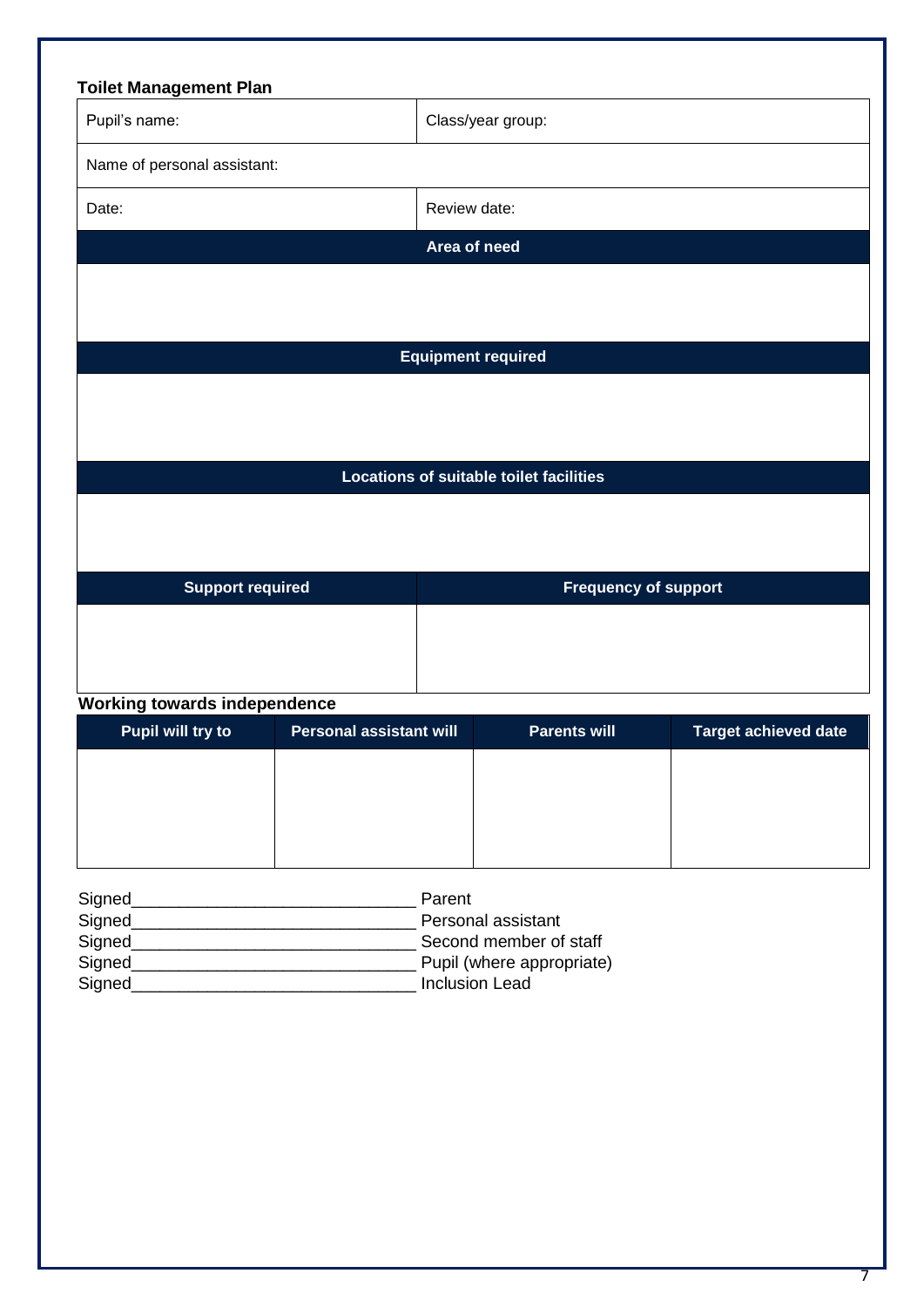## Toilet Management Plan

| Pupil's name: | Class/year group: |
|---|---|
| Name of personal assistant: | |
| Date: | Review date: |

| Area of need |
|---|
| |

| Equipment required |
|---|
| |

| Locations of suitable toilet facilities |
|---|
| |

| Support required | Frequency of support |
|---|---|
| | |

### Working towards independence

| Pupil will try to | Personal assistant will | Parents will | Target achieved date |
|---|---|---|---|
| | | | |

Signed______________________________ Parent
Signed______________________________ Personal assistant
Signed______________________________ Second member of staff
Signed______________________________ Pupil (where appropriate)
Signed______________________________ Inclusion Lead